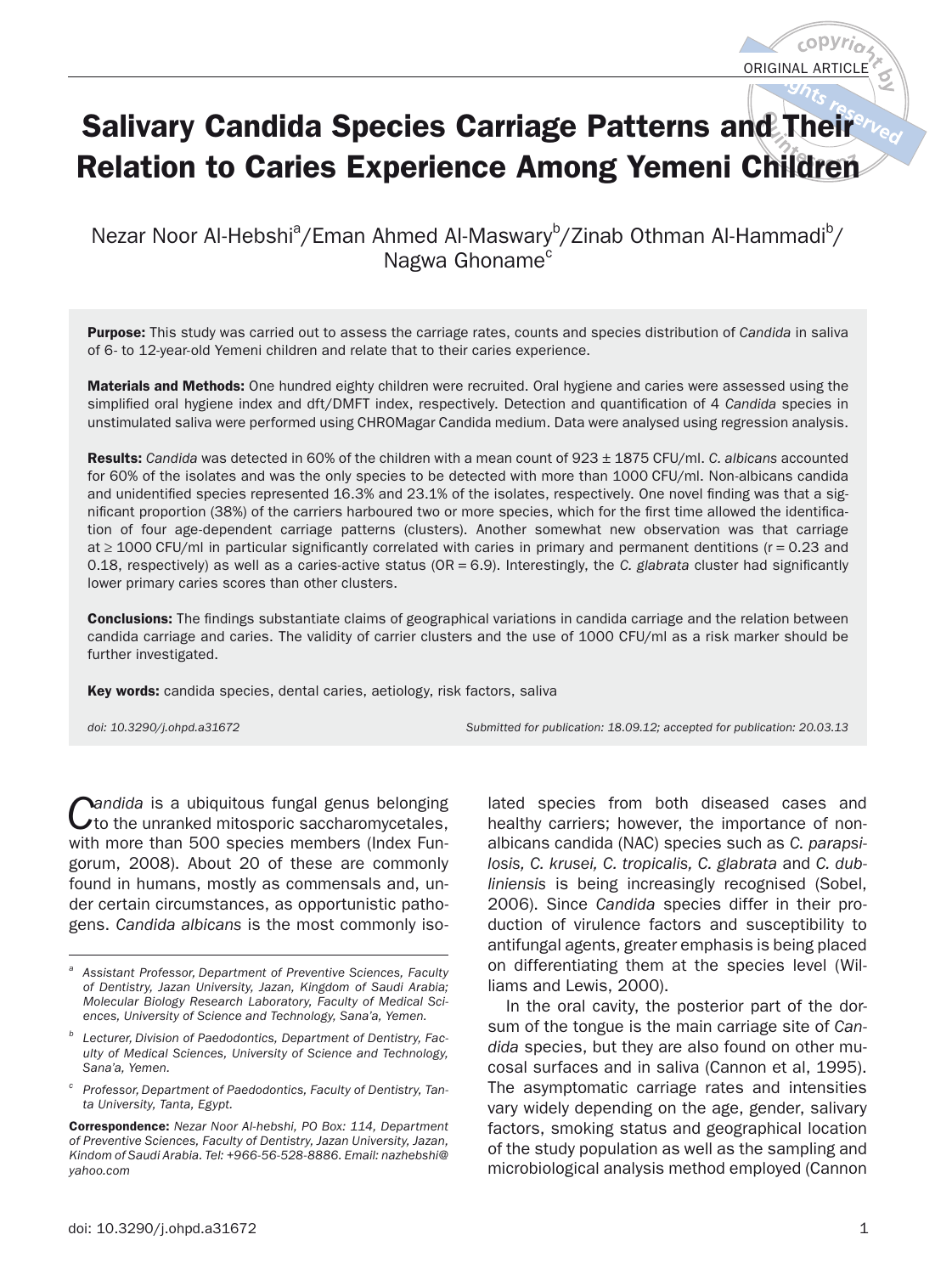ORIGINAL ARTICLE

# Salivary Candida Species Carriage Patterns and Their Relation to Caries Experience Among Yemeni Children

Nezar Noor Al-Hebshi[a]/Eman Ahmed Al-Maswary[b]/Zinab Othman Al-Hammadi[b]/ Nagwa Ghoname[c]

**Purpose:** This study was carried out to assess the carriage rates, counts and species distribution of *Candida* in saliva of 6- to 12-year-old Yemeni children and relate that to their caries experience.

**Materials and Methods:** One hundred eighty children were recruited. Oral hygiene and caries were assessed using the simplified oral hygiene index and dft/DMFT index, respectively. Detection and quantification of 4 *Candida* species in unstimulated saliva were performed using CHROMagar Candida medium. Data were analysed using regression analysis.

**Results:** *Candida* was detected in 60% of the children with a mean count of 923 ± 1875 CFU/ml. *C. albicans* accounted for 60% of the isolates and was the only species to be detected with more than 1000 CFU/ml. Non-albicans candida and unidentified species represented 16.3% and 23.1% of the isolates, respectively. One novel finding was that a significant proportion (38%) of the carriers harboured two or more species, which for the first time allowed the identification of four age-dependent carriage patterns (clusters). Another somewhat new observation was that carriage at ≥ 1000 CFU/ml in particular significantly correlated with caries in primary and permanent dentitions (r = 0.23 and 0.18, respectively) as well as a caries-active status (OR = 6.9). Interestingly, the *C. glabrata* cluster had significantly lower primary caries scores than other clusters.

**Conclusions:** The findings substantiate claims of geographical variations in candida carriage and the relation between candida carriage and caries. The validity of carrier clusters and the use of 1000 CFU/ml as a risk marker should be further investigated.

**Key words:** candida species, dental caries, aetiology, risk factors, saliva

*doi: 10.3290/j.ohpd.a31672* *Submitted for publication: 18.09.12; accepted for publication: 20.03.13*

*Candida* is a ubiquitous fungal genus belonging to the unranked mitosporic saccharomycetales, with more than 500 species members (Index Fungorum, 2008). About 20 of these are commonly found in humans, mostly as commensals and, under certain circumstances, as opportunistic pathogens. *Candida albicans* is the most commonly isolated species from both diseased cases and healthy carriers; however, the importance of non-albicans candida (NAC) species such as *C. parapsilosis, C. krusei, C. tropicalis, C. glabrata* and *C. dubliniensis* is being increasingly recognised (Sobel, 2006). Since *Candida* species differ in their production of virulence factors and susceptibility to antifungal agents, greater emphasis is being placed on differentiating them at the species level (Williams and Lewis, 2000).

In the oral cavity, the posterior part of the dorsum of the tongue is the main carriage site of *Candida* species, but they are also found on other mucosal surfaces and in saliva (Cannon et al, 1995). The asymptomatic carriage rates and intensities vary widely depending on the age, gender, salivary factors, smoking status and geographical location of the study population as well as the sampling and microbiological analysis method employed (Cannon

---

[a] *Assistant Professor, Department of Preventive Sciences, Faculty of Dentistry, Jazan University, Jazan, Kingdom of Saudi Arabia; Molecular Biology Research Laboratory, Faculty of Medical Sciences, University of Science and Technology, Sana'a, Yemen.*

[b] *Lecturer, Division of Paedodontics, Department of Dentistry, Faculty of Medical Sciences, University of Science and Technology, Sana'a, Yemen.*

[c] *Professor, Department of Paedodontics, Faculty of Dentistry, Tanta University, Tanta, Egypt.*

**Correspondence:** *Nezar Noor Al-hebshi, PO Box: 114, Department of Preventive Sciences, Faculty of Dentistry, Jazan University, Jazan, Kindom of Saudi Arabia. Tel: +966-56-528-8886. Email: nazhebshi@yahoo.com*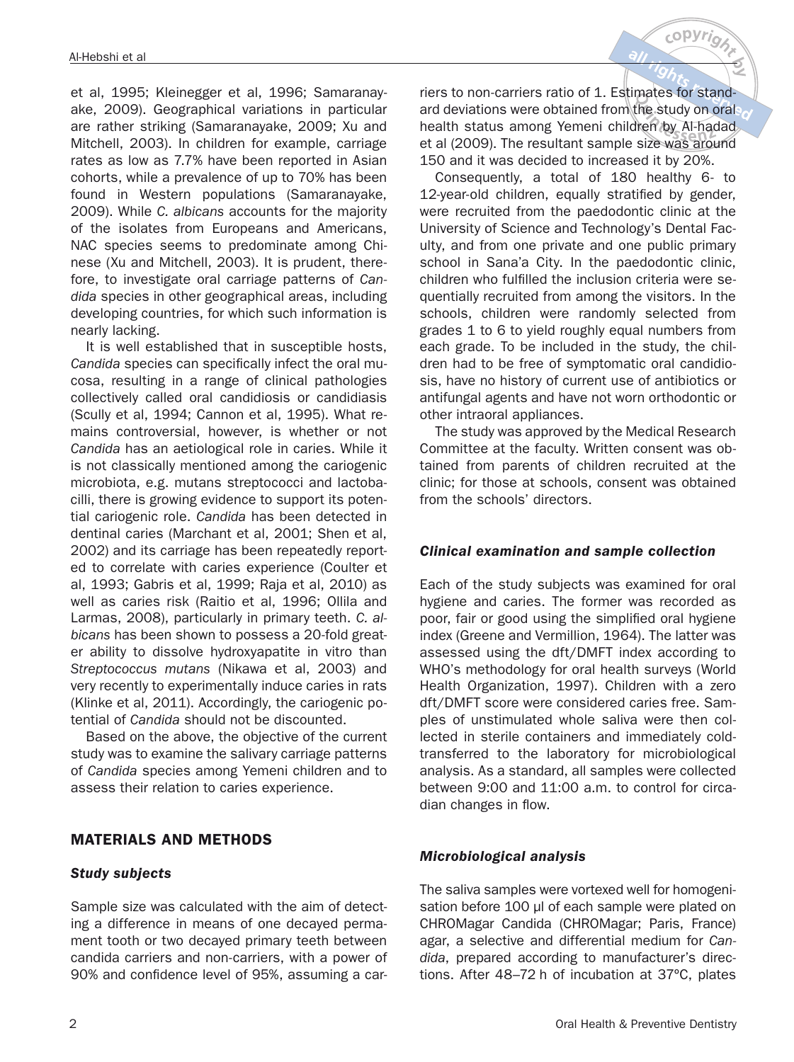et al, 1995; Kleinegger et al, 1996; Samaranayake, 2009). Geographical variations in particular are rather striking (Samaranayake, 2009; Xu and Mitchell, 2003). In children for example, carriage rates as low as 7.7% have been reported in Asian cohorts, while a prevalence of up to 70% has been found in Western populations (Samaranayake, 2009). While *C. albicans* accounts for the majority of the isolates from Europeans and Americans, NAC species seems to predominate among Chinese (Xu and Mitchell, 2003). It is prudent, therefore, to investigate oral carriage patterns of *Candida* species in other geographical areas, including developing countries, for which such information is nearly lacking.

It is well established that in susceptible hosts, *Candida* species can specifically infect the oral mucosa, resulting in a range of clinical pathologies collectively called oral candidiosis or candidiasis (Scully et al, 1994; Cannon et al, 1995). What remains controversial, however, is whether or not *Candida* has an aetiological role in caries. While it is not classically mentioned among the cariogenic microbiota, e.g. mutans streptococci and lactobacilli, there is growing evidence to support its potential cariogenic role. *Candida* has been detected in dentinal caries (Marchant et al, 2001; Shen et al, 2002) and its carriage has been repeatedly reported to correlate with caries experience (Coulter et al, 1993; Gabris et al, 1999; Raja et al, 2010) as well as caries risk (Raitio et al, 1996; Ollila and Larmas, 2008), particularly in primary teeth. *C. albicans* has been shown to possess a 20-fold greater ability to dissolve hydroxyapatite in vitro than *Streptococcus mutans* (Nikawa et al, 2003) and very recently to experimentally induce caries in rats (Klinke et al, 2011). Accordingly, the cariogenic potential of *Candida* should not be discounted.

Based on the above, the objective of the current study was to examine the salivary carriage patterns of *Candida* species among Yemeni children and to assess their relation to caries experience.

## MATERIALS AND METHODS

### *Study subjects*

Sample size was calculated with the aim of detecting a difference in means of one decayed permament tooth or two decayed primary teeth between candida carriers and non-carriers, with a power of 90% and confidence level of 95%, assuming a carriers to non-carriers ratio of 1. Estimates for standard deviations were obtained from the study on oral health status among Yemeni children by Al-hadad et al (2009). The resultant sample size was around 150 and it was decided to increased it by 20%.

Consequently, a total of 180 healthy 6- to 12-year-old children, equally stratified by gender, were recruited from the paedodontic clinic at the University of Science and Technology's Dental Faculty, and from one private and one public primary school in Sana'a City. In the paedodontic clinic, children who fulfilled the inclusion criteria were sequentially recruited from among the visitors. In the schools, children were randomly selected from grades 1 to 6 to yield roughly equal numbers from each grade. To be included in the study, the children had to be free of symptomatic oral candidiosis, have no history of current use of antibiotics or antifungal agents and have not worn orthodontic or other intraoral appliances.

The study was approved by the Medical Research Committee at the faculty. Written consent was obtained from parents of children recruited at the clinic; for those at schools, consent was obtained from the schools' directors.

### *Clinical examination and sample collection*

Each of the study subjects was examined for oral hygiene and caries. The former was recorded as poor, fair or good using the simplified oral hygiene index (Greene and Vermillion, 1964). The latter was assessed using the dft/DMFT index according to WHO's methodology for oral health surveys (World Health Organization, 1997). Children with a zero dft/DMFT score were considered caries free. Samples of unstimulated whole saliva were then collected in sterile containers and immediately cold-transferred to the laboratory for microbiological analysis. As a standard, all samples were collected between 9:00 and 11:00 a.m. to control for circadian changes in flow.

### *Microbiological analysis*

The saliva samples were vortexed well for homogenisation before 100 µl of each sample were plated on CHROMagar Candida (CHROMagar; Paris, France) agar, a selective and differential medium for *Candida*, prepared according to manufacturer's directions. After 48–72 h of incubation at 37ºC, plates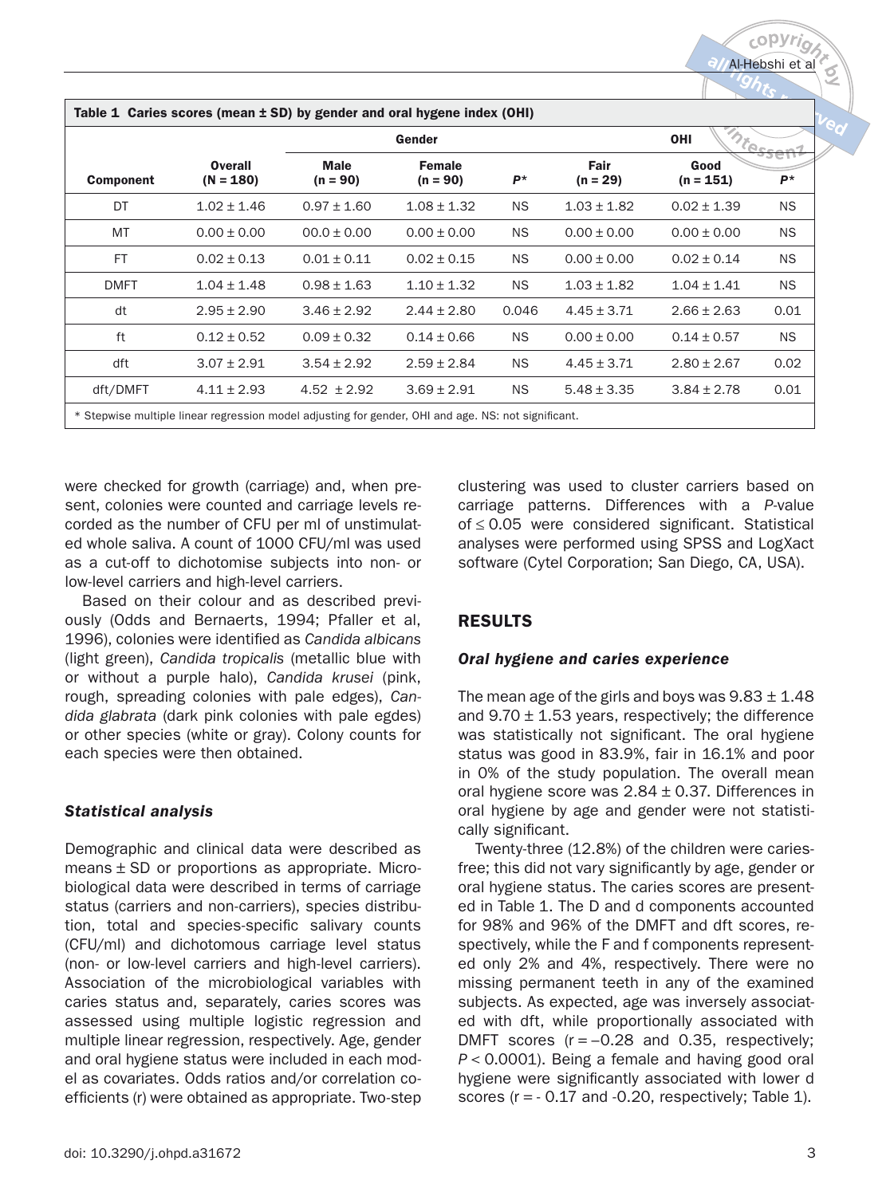**Table 1 Caries scores (mean ± SD) by gender and oral hygene index (OHI)**

| Component | Overall (N = 180) | Gender | | | OHI | | |
|---|---|---|---|---|---|---|---|
| | | Male (n = 90) | Female (n = 90) | $P$* | Fair (n = 29) | Good (n = 151) | $P$* |
| DT | 1.02 ± 1.46 | 0.97 ± 1.60 | 1.08 ± 1.32 | NS | 1.03 ± 1.82 | 0.02 ± 1.39 | NS |
| MT | 0.00 ± 0.00 | 00.0 ± 0.00 | 0.00 ± 0.00 | NS | 0.00 ± 0.00 | 0.00 ± 0.00 | NS |
| FT | 0.02 ± 0.13 | 0.01 ± 0.11 | 0.02 ± 0.15 | NS | 0.00 ± 0.00 | 0.02 ± 0.14 | NS |
| DMFT | 1.04 ± 1.48 | 0.98 ± 1.63 | 1.10 ± 1.32 | NS | 1.03 ± 1.82 | 1.04 ± 1.41 | NS |
| dt | 2.95 ± 2.90 | 3.46 ± 2.92 | 2.44 ± 2.80 | 0.046 | 4.45 ± 3.71 | 2.66 ± 2.63 | 0.01 |
| ft | 0.12 ± 0.52 | 0.09 ± 0.32 | 0.14 ± 0.66 | NS | 0.00 ± 0.00 | 0.14 ± 0.57 | NS |
| dft | 3.07 ± 2.91 | 3.54 ± 2.92 | 2.59 ± 2.84 | NS | 4.45 ± 3.71 | 2.80 ± 2.67 | 0.02 |
| dft/DMFT | 4.11 ± 2.93 | 4.52 ± 2.92 | 3.69 ± 2.91 | NS | 5.48 ± 3.35 | 3.84 ± 2.78 | 0.01 |

\* Stepwise multiple linear regression model adjusting for gender, OHI and age. NS: not significant.

were checked for growth (carriage) and, when present, colonies were counted and carriage levels recorded as the number of CFU per ml of unstimulated whole saliva. A count of 1000 CFU/ml was used as a cut-off to dichotomise subjects into non- or low-level carriers and high-level carriers.

Based on their colour and as described previously (Odds and Bernaerts, 1994; Pfaller et al, 1996), colonies were identified as *Candida albicans* (light green), *Candida tropicalis* (metallic blue with or without a purple halo), *Candida krusei* (pink, rough, spreading colonies with pale edges), *Candida glabrata* (dark pink colonies with pale egdes) or other species (white or gray). Colony counts for each species were then obtained.

### *Statistical analysis*

Demographic and clinical data were described as means ± SD or proportions as appropriate. Microbiological data were described in terms of carriage status (carriers and non-carriers), species distribution, total and species-specific salivary counts (CFU/ml) and dichotomous carriage level status (non- or low-level carriers and high-level carriers). Association of the microbiological variables with caries status and, separately, caries scores was assessed using multiple logistic regression and multiple linear regression, respectively. Age, gender and oral hygiene status were included in each model as covariates. Odds ratios and/or correlation coefficients (r) were obtained as appropriate. Two-step clustering was used to cluster carriers based on carriage patterns. Differences with a *P*-value of ≤ 0.05 were considered significant. Statistical analyses were performed using SPSS and LogXact software (Cytel Corporation; San Diego, CA, USA).

## RESULTS

### *Oral hygiene and caries experience*

The mean age of the girls and boys was 9.83 ± 1.48 and 9.70 ± 1.53 years, respectively; the difference was statistically not significant. The oral hygiene status was good in 83.9%, fair in 16.1% and poor in 0% of the study population. The overall mean oral hygiene score was 2.84 ± 0.37. Differences in oral hygiene by age and gender were not statistically significant.

Twenty-three (12.8%) of the children were caries-free; this did not vary significantly by age, gender or oral hygiene status. The caries scores are presented in Table 1. The D and d components accounted for 98% and 96% of the DMFT and dft scores, respectively, while the F and f components represented only 2% and 4%, respectively. There were no missing permanent teeth in any of the examined subjects. As expected, age was inversely associated with dft, while proportionally associated with DMFT scores ($r = -0.28$ and 0.35, respectively; $P < 0.0001$). Being a female and having good oral hygiene were significantly associated with lower d scores ($r = -0.17$ and -0.20, respectively; Table 1).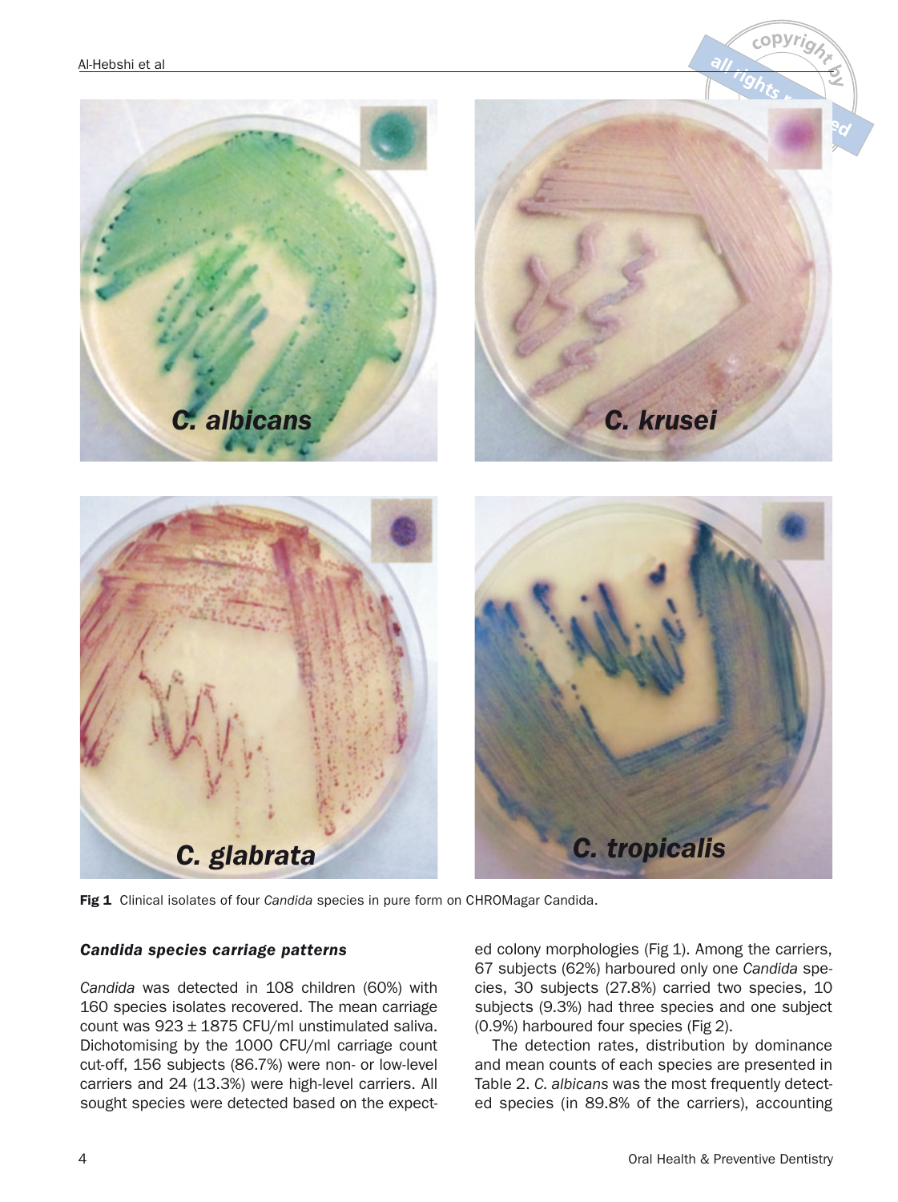Fig 1  Clinical isolates of four *Candida* species in pure form on CHROMagar Candida.

### *Candida species carriage patterns*

*Candida* was detected in 108 children (60%) with 160 species isolates recovered. The mean carriage count was 923 ± 1875 CFU/ml unstimulated saliva. Dichotomising by the 1000 CFU/ml carriage count cut-off, 156 subjects (86.7%) were non- or low-level carriers and 24 (13.3%) were high-level carriers. All sought species were detected based on the expected colony morphologies (Fig 1). Among the carriers, 67 subjects (62%) harboured only one *Candida* species, 30 subjects (27.8%) carried two species, 10 subjects (9.3%) had three species and one subject (0.9%) harboured four species (Fig 2).

The detection rates, distribution by dominance and mean counts of each species are presented in Table 2. *C. albicans* was the most frequently detected species (in 89.8% of the carriers), accounting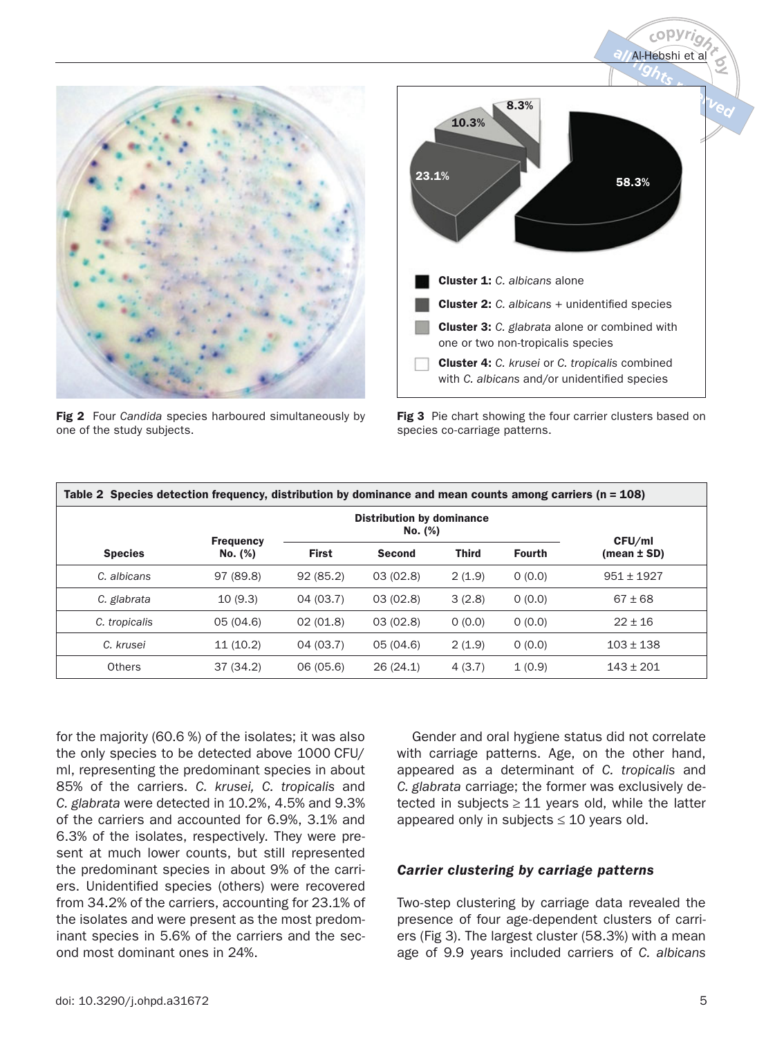Fig 2 Four *Candida* species harboured simultaneously by one of the study subjects.

Fig 3 Pie chart showing the four carrier clusters based on species co-carriage patterns.

**Table 2 Species detection frequency, distribution by dominance and mean counts among carriers (n = 108)**

| Species | Frequency No. (%) | Distribution by dominance No. (%) | | | | CFU/ml (mean ± SD) |
|---|---|---|---|---|---|---|
| | | First | Second | Third | Fourth | |
| *C. albicans* | 97 (89.8) | 92 (85.2) | 03 (02.8) | 2 (1.9) | 0 (0.0) | 951 ± 1927 |
| *C. glabrata* | 10 (9.3) | 04 (03.7) | 03 (02.8) | 3 (2.8) | 0 (0.0) | 67 ± 68 |
| *C. tropicalis* | 05 (04.6) | 02 (01.8) | 03 (02.8) | 0 (0.0) | 0 (0.0) | 22 ± 16 |
| *C. krusei* | 11 (10.2) | 04 (03.7) | 05 (04.6) | 2 (1.9) | 0 (0.0) | 103 ± 138 |
| Others | 37 (34.2) | 06 (05.6) | 26 (24.1) | 4 (3.7) | 1 (0.9) | 143 ± 201 |

for the majority (60.6 %) of the isolates; it was also the only species to be detected above 1000 CFU/ml, representing the predominant species in about 85% of the carriers. *C. krusei, C. tropicalis* and *C. glabrata* were detected in 10.2%, 4.5% and 9.3% of the carriers and accounted for 6.9%, 3.1% and 6.3% of the isolates, respectively. They were present at much lower counts, but still represented the predominant species in about 9% of the carriers. Unidentified species (others) were recovered from 34.2% of the carriers, accounting for 23.1% of the isolates and were present as the most predominant species in 5.6% of the carriers and the second most dominant ones in 24%.

Gender and oral hygiene status did not correlate with carriage patterns. Age, on the other hand, appeared as a determinant of *C. tropicalis* and *C. glabrata* carriage; the former was exclusively detected in subjects ≥ 11 years old, while the latter appeared only in subjects ≤ 10 years old.

### *Carrier clustering by carriage patterns*

Two-step clustering by carriage data revealed the presence of four age-dependent clusters of carriers (Fig 3). The largest cluster (58.3%) with a mean age of 9.9 years included carriers of *C. albicans*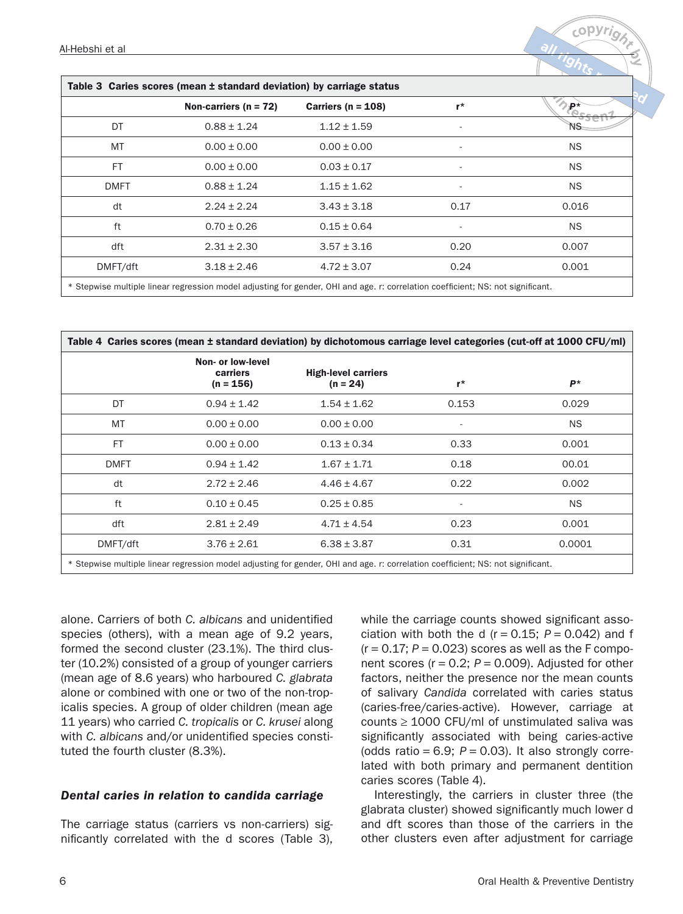**Table 3 Caries scores (mean ± standard deviation) by carriage status**

| | Non-carriers (n = 72) | Carriers (n = 108) | r* | P* |
|---|---|---|---|---|
| DT | 0.88 ± 1.24 | 1.12 ± 1.59 | - | NS |
| MT | 0.00 ± 0.00 | 0.00 ± 0.00 | - | NS |
| FT | 0.00 ± 0.00 | 0.03 ± 0.17 | - | NS |
| DMFT | 0.88 ± 1.24 | 1.15 ± 1.62 | - | NS |
| dt | 2.24 ± 2.24 | 3.43 ± 3.18 | 0.17 | 0.016 |
| ft | 0.70 ± 0.26 | 0.15 ± 0.64 | - | NS |
| dft | 2.31 ± 2.30 | 3.57 ± 3.16 | 0.20 | 0.007 |
| DMFT/dft | 3.18 ± 2.46 | 4.72 ± 3.07 | 0.24 | 0.001 |

* Stepwise multiple linear regression model adjusting for gender, OHI and age. r: correlation coefficient; NS: not significant.

**Table 4 Caries scores (mean ± standard deviation) by dichotomous carriage level categories (cut-off at 1000 CFU/ml)**

| | Non- or low-level carriers (n = 156) | High-level carriers (n = 24) | r* | P* |
|---|---|---|---|---|
| DT | 0.94 ± 1.42 | 1.54 ± 1.62 | 0.153 | 0.029 |
| MT | 0.00 ± 0.00 | 0.00 ± 0.00 | - | NS |
| FT | 0.00 ± 0.00 | 0.13 ± 0.34 | 0.33 | 0.001 |
| DMFT | 0.94 ± 1.42 | 1.67 ± 1.71 | 0.18 | 00.01 |
| dt | 2.72 ± 2.46 | 4.46 ± 4.67 | 0.22 | 0.002 |
| ft | 0.10 ± 0.45 | 0.25 ± 0.85 | - | NS |
| dft | 2.81 ± 2.49 | 4.71 ± 4.54 | 0.23 | 0.001 |
| DMFT/dft | 3.76 ± 2.61 | 6.38 ± 3.87 | 0.31 | 0.0001 |

* Stepwise multiple linear regression model adjusting for gender, OHI and age. r: correlation coefficient; NS: not significant.

alone. Carriers of both *C. albicans* and unidentified species (others), with a mean age of 9.2 years, formed the second cluster (23.1%). The third cluster (10.2%) consisted of a group of younger carriers (mean age of 8.6 years) who harboured *C. glabrata* alone or combined with one or two of the non-tropicalis species. A group of older children (mean age 11 years) who carried *C. tropicalis* or *C. krusei* along with *C. albicans* and/or unidentified species constituted the fourth cluster (8.3%).

### *Dental caries in relation to candida carriage*

The carriage status (carriers vs non-carriers) significantly correlated with the d scores (Table 3), while the carriage counts showed significant association with both the d ($r = 0.15$; $P = 0.042$) and f ($r = 0.17$; $P = 0.023$) scores as well as the F component scores ($r = 0.2$; $P = 0.009$). Adjusted for other factors, neither the presence nor the mean counts of salivary *Candida* correlated with caries status (caries-free/caries-active). However, carriage at counts ≥ 1000 CFU/ml of unstimulated saliva was significantly associated with being caries-active (odds ratio = 6.9; $P = 0.03$). It also strongly correlated with both primary and permanent dentition caries scores (Table 4).

Interestingly, the carriers in cluster three (the glabrata cluster) showed significantly much lower d and dft scores than those of the carriers in the other clusters even after adjustment for carriage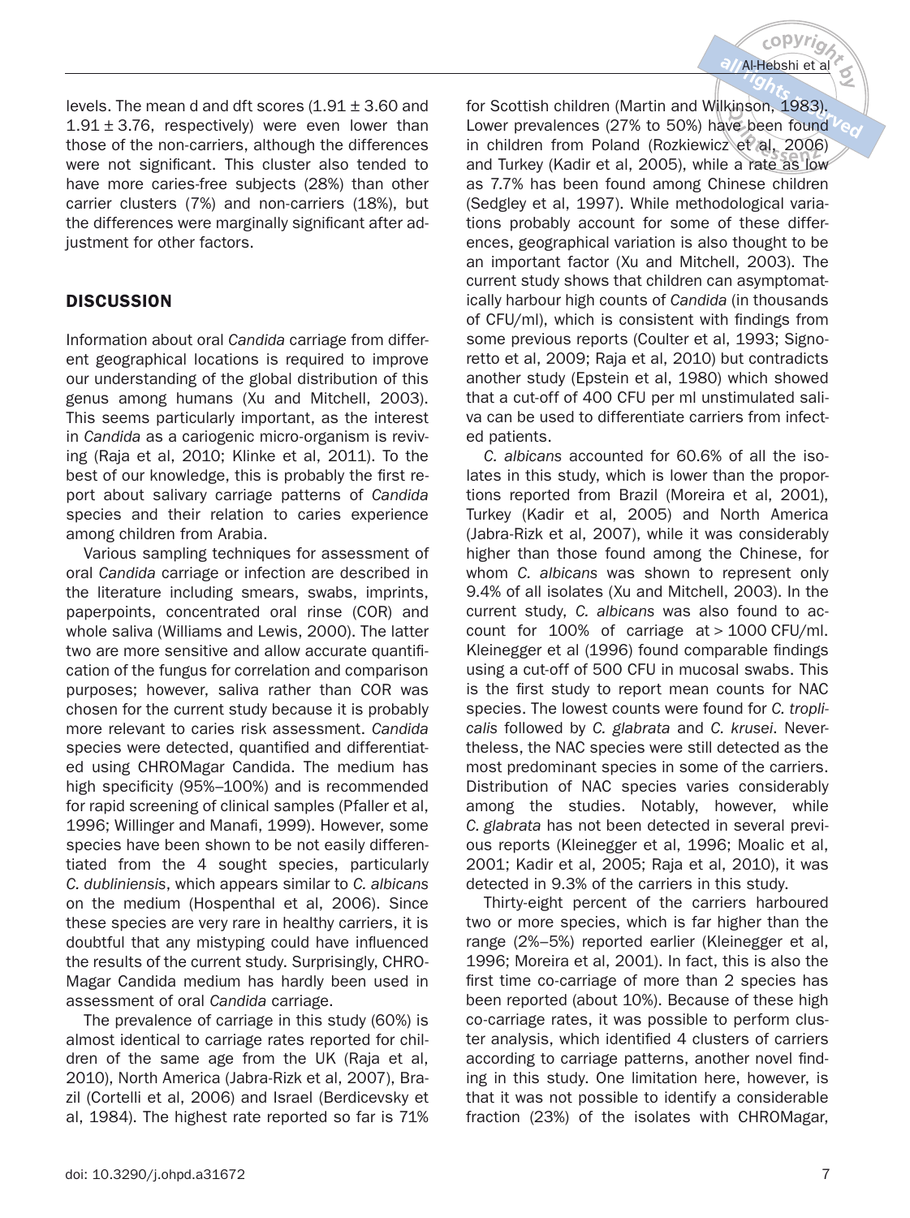levels. The mean d and dft scores (1.91 ± 3.60 and 1.91 ± 3.76, respectively) were even lower than those of the non-carriers, although the differences were not significant. This cluster also tended to have more caries-free subjects (28%) than other carrier clusters (7%) and non-carriers (18%), but the differences were marginally significant after adjustment for other factors.

## DISCUSSION

Information about oral *Candida* carriage from different geographical locations is required to improve our understanding of the global distribution of this genus among humans (Xu and Mitchell, 2003). This seems particularly important, as the interest in *Candida* as a cariogenic micro-organism is reviving (Raja et al, 2010; Klinke et al, 2011). To the best of our knowledge, this is probably the first report about salivary carriage patterns of *Candida* species and their relation to caries experience among children from Arabia.

Various sampling techniques for assessment of oral *Candida* carriage or infection are described in the literature including smears, swabs, imprints, paperpoints, concentrated oral rinse (COR) and whole saliva (Williams and Lewis, 2000). The latter two are more sensitive and allow accurate quantification of the fungus for correlation and comparison purposes; however, saliva rather than COR was chosen for the current study because it is probably more relevant to caries risk assessment. *Candida* species were detected, quantified and differentiated using CHROMagar Candida. The medium has high specificity (95%–100%) and is recommended for rapid screening of clinical samples (Pfaller et al, 1996; Willinger and Manafi, 1999). However, some species have been shown to be not easily differentiated from the 4 sought species, particularly *C. dubliniensis*, which appears similar to *C. albicans* on the medium (Hospenthal et al, 2006). Since these species are very rare in healthy carriers, it is doubtful that any mistyping could have influenced the results of the current study. Surprisingly, CHROMagar Candida medium has hardly been used in assessment of oral *Candida* carriage.

The prevalence of carriage in this study (60%) is almost identical to carriage rates reported for children of the same age from the UK (Raja et al, 2010), North America (Jabra-Rizk et al, 2007), Brazil (Cortelli et al, 2006) and Israel (Berdicevsky et al, 1984). The highest rate reported so far is 71% for Scottish children (Martin and Wilkinson, 1983). Lower prevalences (27% to 50%) have been found in children from Poland (Rozkiewicz et al, 2006) and Turkey (Kadir et al, 2005), while a rate as low as 7.7% has been found among Chinese children (Sedgley et al, 1997). While methodological variations probably account for some of these differences, geographical variation is also thought to be an important factor (Xu and Mitchell, 2003). The current study shows that children can asymptomatically harbour high counts of *Candida* (in thousands of CFU/ml), which is consistent with findings from some previous reports (Coulter et al, 1993; Signoretto et al, 2009; Raja et al, 2010) but contradicts another study (Epstein et al, 1980) which showed that a cut-off of 400 CFU per ml unstimulated saliva can be used to differentiate carriers from infected patients.

*C. albicans* accounted for 60.6% of all the isolates in this study, which is lower than the proportions reported from Brazil (Moreira et al, 2001), Turkey (Kadir et al, 2005) and North America (Jabra-Rizk et al, 2007), while it was considerably higher than those found among the Chinese, for whom *C. albicans* was shown to represent only 9.4% of all isolates (Xu and Mitchell, 2003). In the current study, *C. albicans* was also found to account for 100% of carriage at > 1000 CFU/ml. Kleinegger et al (1996) found comparable findings using a cut-off of 500 CFU in mucosal swabs. This is the first study to report mean counts for NAC species. The lowest counts were found for *C. troplicalis* followed by *C. glabrata* and *C. krusei*. Nevertheless, the NAC species were still detected as the most predominant species in some of the carriers. Distribution of NAC species varies considerably among the studies. Notably, however, while *C. glabrata* has not been detected in several previous reports (Kleinegger et al, 1996; Moalic et al, 2001; Kadir et al, 2005; Raja et al, 2010), it was detected in 9.3% of the carriers in this study.

Thirty-eight percent of the carriers harboured two or more species, which is far higher than the range (2%–5%) reported earlier (Kleinegger et al, 1996; Moreira et al, 2001). In fact, this is also the first time co-carriage of more than 2 species has been reported (about 10%). Because of these high co-carriage rates, it was possible to perform cluster analysis, which identified 4 clusters of carriers according to carriage patterns, another novel finding in this study. One limitation here, however, is that it was not possible to identify a considerable fraction (23%) of the isolates with CHROMagar,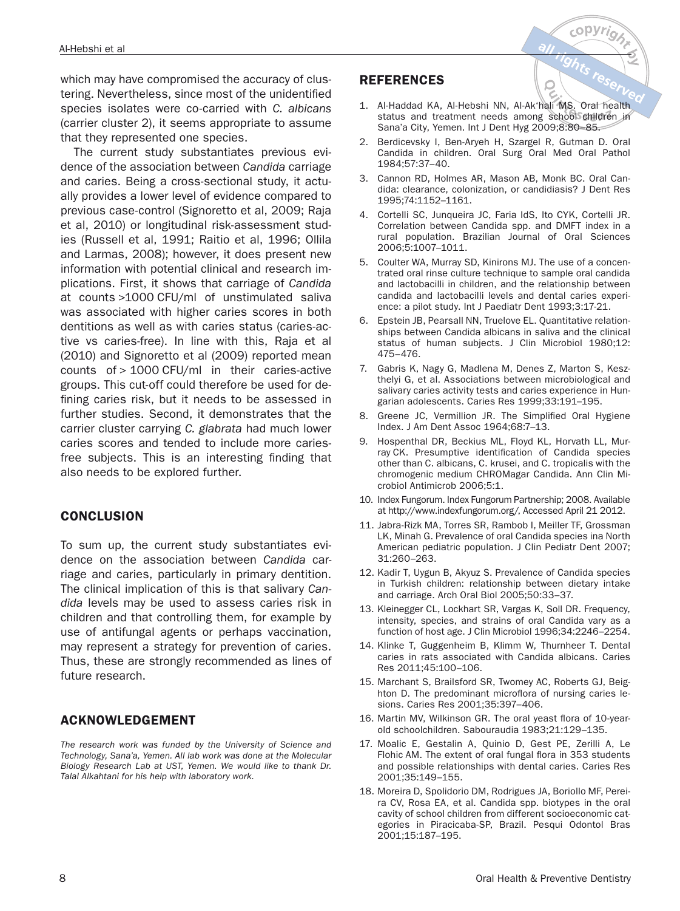which may have compromised the accuracy of clustering. Nevertheless, since most of the unidentified species isolates were co-carried with *C. albicans* (carrier cluster 2), it seems appropriate to assume that they represented one species.

The current study substantiates previous evidence of the association between *Candida* carriage and caries. Being a cross-sectional study, it actually provides a lower level of evidence compared to previous case-control (Signoretto et al, 2009; Raja et al, 2010) or longitudinal risk-assessment studies (Russell et al, 1991; Raitio et al, 1996; Ollila and Larmas, 2008); however, it does present new information with potential clinical and research implications. First, it shows that carriage of *Candida* at counts >1000 CFU/ml of unstimulated saliva was associated with higher caries scores in both dentitions as well as with caries status (caries-active vs caries-free). In line with this, Raja et al (2010) and Signoretto et al (2009) reported mean counts of > 1000 CFU/ml in their caries-active groups. This cut-off could therefore be used for defining caries risk, but it needs to be assessed in further studies. Second, it demonstrates that the carrier cluster carrying *C. glabrata* had much lower caries scores and tended to include more caries-free subjects. This is an interesting finding that also needs to be explored further.

## CONCLUSION

To sum up, the current study substantiates evidence on the association between *Candida* carriage and caries, particularly in primary dentition. The clinical implication of this is that salivary *Candida* levels may be used to assess caries risk in children and that controlling them, for example by use of antifungal agents or perhaps vaccination, may represent a strategy for prevention of caries. Thus, these are strongly recommended as lines of future research.

## ACKNOWLEDGEMENT

*The research work was funded by the University of Science and Technology, Sana'a, Yemen. All lab work was done at the Molecular Biology Research Lab at UST, Yemen. We would like to thank Dr. Talal Alkahtani for his help with laboratory work.*

## REFERENCES

1. Al-Haddad KA, Al-Hebshi NN, Al-Ak'hali MS. Oral health status and treatment needs among school children in Sana'a City, Yemen. Int J Dent Hyg 2009;8:80–85.
2. Berdicevsky I, Ben-Aryeh H, Szargel R, Gutman D. Oral Candida in children. Oral Surg Oral Med Oral Pathol 1984;57:37–40.
3. Cannon RD, Holmes AR, Mason AB, Monk BC. Oral Candida: clearance, colonization, or candidiasis? J Dent Res 1995;74:1152–1161.
4. Cortelli SC, Junqueira JC, Faria IdS, Ito CYK, Cortelli JR. Correlation between Candida spp. and DMFT index in a rural population. Brazilian Journal of Oral Sciences 2006;5:1007–1011.
5. Coulter WA, Murray SD, Kinirons MJ. The use of a concentrated oral rinse culture technique to sample oral candida and lactobacilli in children, and the relationship between candida and lactobacilli levels and dental caries experience: a pilot study. Int J Paediatr Dent 1993;3:17-21.
6. Epstein JB, Pearsall NN, Truelove EL. Quantitative relationships between Candida albicans in saliva and the clinical status of human subjects. J Clin Microbiol 1980;12: 475–476.
7. Gabris K, Nagy G, Madlena M, Denes Z, Marton S, Keszthelyi G, et al. Associations between microbiological and salivary caries activity tests and caries experience in Hungarian adolescents. Caries Res 1999;33:191–195.
8. Greene JC, Vermillion JR. The Simplified Oral Hygiene Index. J Am Dent Assoc 1964;68:7–13.
9. Hospenthal DR, Beckius ML, Floyd KL, Horvath LL, Murray CK. Presumptive identification of Candida species other than C. albicans, C. krusei, and C. tropicalis with the chromogenic medium CHROMagar Candida. Ann Clin Microbiol Antimicrob 2006;5:1.
10. Index Fungorum. Index Fungorum Partnership; 2008. Available at http://www.indexfungorum.org/, Accessed April 21 2012.
11. Jabra-Rizk MA, Torres SR, Rambob I, Meiller TF, Grossman LK, Minah G. Prevalence of oral Candida species ina North American pediatric population. J Clin Pediatr Dent 2007; 31:260–263.
12. Kadir T, Uygun B, Akyuz S. Prevalence of Candida species in Turkish children: relationship between dietary intake and carriage. Arch Oral Biol 2005;50:33–37.
13. Kleinegger CL, Lockhart SR, Vargas K, Soll DR. Frequency, intensity, species, and strains of oral Candida vary as a function of host age. J Clin Microbiol 1996;34:2246–2254.
14. Klinke T, Guggenheim B, Klimm W, Thurnheer T. Dental caries in rats associated with Candida albicans. Caries Res 2011;45:100–106.
15. Marchant S, Brailsford SR, Twomey AC, Roberts GJ, Beighton D. The predominant microflora of nursing caries lesions. Caries Res 2001;35:397–406.
16. Martin MV, Wilkinson GR. The oral yeast flora of 10-year-old schoolchildren. Sabouraudia 1983;21:129–135.
17. Moalic E, Gestalin A, Quinio D, Gest PE, Zerilli A, Le Flohic AM. The extent of oral fungal flora in 353 students and possible relationships with dental caries. Caries Res 2001;35:149–155.
18. Moreira D, Spolidorio DM, Rodrigues JA, Boriollo MF, Pereira CV, Rosa EA, et al. Candida spp. biotypes in the oral cavity of school children from different socioeconomic categories in Piracicaba-SP, Brazil. Pesqui Odontol Bras 2001;15:187–195.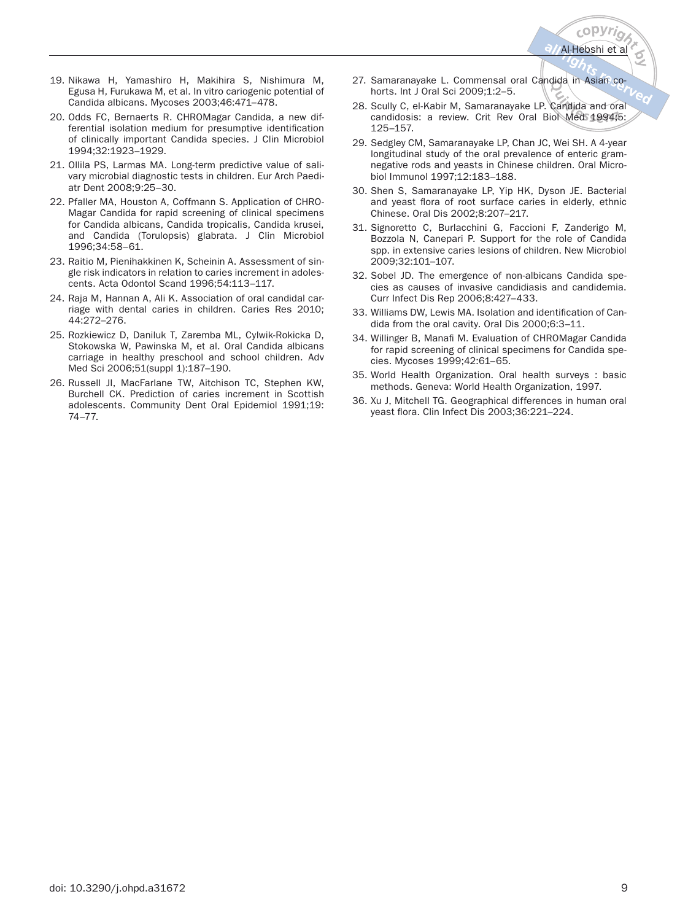19. Nikawa H, Yamashiro H, Makihira S, Nishimura M, Egusa H, Furukawa M, et al. In vitro cariogenic potential of Candida albicans. Mycoses 2003;46:471–478.
20. Odds FC, Bernaerts R. CHROMagar Candida, a new differential isolation medium for presumptive identification of clinically important Candida species. J Clin Microbiol 1994;32:1923–1929.
21. Ollila PS, Larmas MA. Long-term predictive value of salivary microbial diagnostic tests in children. Eur Arch Paediatr Dent 2008;9:25–30.
22. Pfaller MA, Houston A, Coffmann S. Application of CHROMagar Candida for rapid screening of clinical specimens for Candida albicans, Candida tropicalis, Candida krusei, and Candida (Torulopsis) glabrata. J Clin Microbiol 1996;34:58–61.
23. Raitio M, Pienihakkinen K, Scheinin A. Assessment of single risk indicators in relation to caries increment in adolescents. Acta Odontol Scand 1996;54:113–117.
24. Raja M, Hannan A, Ali K. Association of oral candidal carriage with dental caries in children. Caries Res 2010; 44:272–276.
25. Rozkiewicz D, Daniluk T, Zaremba ML, Cylwik-Rokicka D, Stokowska W, Pawinska M, et al. Oral Candida albicans carriage in healthy preschool and school children. Adv Med Sci 2006;51(suppl 1):187–190.
26. Russell JI, MacFarlane TW, Aitchison TC, Stephen KW, Burchell CK. Prediction of caries increment in Scottish adolescents. Community Dent Oral Epidemiol 1991;19: 74–77.
27. Samaranayake L. Commensal oral Candida in Asian cohorts. Int J Oral Sci 2009;1:2–5.
28. Scully C, el-Kabir M, Samaranayake LP. Candida and oral candidosis: a review. Crit Rev Oral Biol Med 1994;5: 125–157.
29. Sedgley CM, Samaranayake LP, Chan JC, Wei SH. A 4-year longitudinal study of the oral prevalence of enteric gram-negative rods and yeasts in Chinese children. Oral Microbiol Immunol 1997;12:183–188.
30. Shen S, Samaranayake LP, Yip HK, Dyson JE. Bacterial and yeast flora of root surface caries in elderly, ethnic Chinese. Oral Dis 2002;8:207–217.
31. Signoretto C, Burlacchini G, Faccioni F, Zanderigo M, Bozzola N, Canepari P. Support for the role of Candida spp. in extensive caries lesions of children. New Microbiol 2009;32:101–107.
32. Sobel JD. The emergence of non-albicans Candida species as causes of invasive candidiasis and candidemia. Curr Infect Dis Rep 2006;8:427–433.
33. Williams DW, Lewis MA. Isolation and identification of Candida from the oral cavity. Oral Dis 2000;6:3–11.
34. Willinger B, Manafi M. Evaluation of CHROMagar Candida for rapid screening of clinical specimens for Candida species. Mycoses 1999;42:61–65.
35. World Health Organization. Oral health surveys : basic methods. Geneva: World Health Organization, 1997.
36. Xu J, Mitchell TG. Geographical differences in human oral yeast flora. Clin Infect Dis 2003;36:221–224.